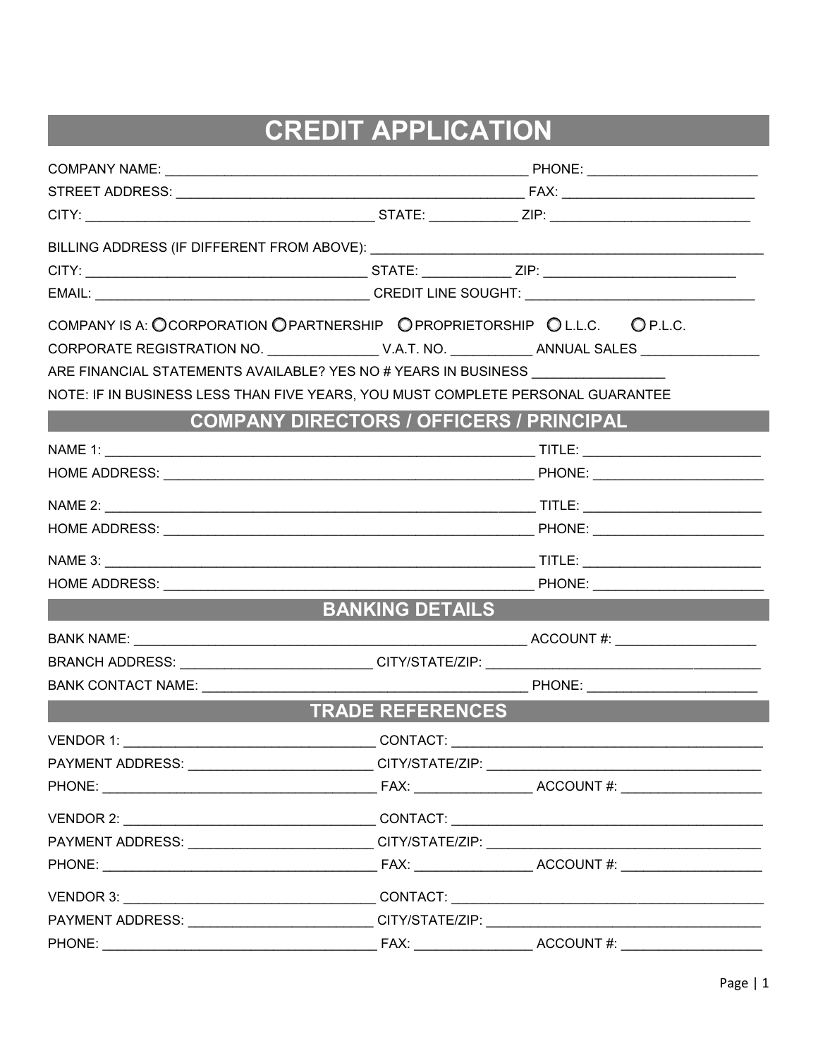# CREDIT APPLICATION

COMPANY NAME: ______________________________________________ PHONE: ______________________

STREET ADDRESS: _____________________________________________ FAX: ________________________

CITY: ____________________________________ STATE: ___________ ZIP: __________________________

BILLING ADDRESS (IF DIFFERENT FROM ABOVE): __________________________________________________

CITY: ____________________________________ STATE: ___________ ZIP: ________________________

EMAIL: ____________________________________ CREDIT LINE SOUGHT: _____________________________

COMPANY IS A: ○ CORPORATION ○ PARTNERSHIP ○ PROPRIETORSHIP ○ L.L.C. ○ P.L.C.

CORPORATE REGISTRATION NO. ______________ V.A.T. NO. __________ ANNUAL SALES _______________

ARE FINANCIAL STATEMENTS AVAILABLE? YES NO # YEARS IN BUSINESS _________________

NOTE: IF IN BUSINESS LESS THAN FIVE YEARS, YOU MUST COMPLETE PERSONAL GUARANTEE

## COMPANY DIRECTORS / OFFICERS / PRINCIPAL

NAME 1: _______________________________________________________ TITLE: _______________________

HOME ADDRESS: _________________________________________________ PHONE: ______________________

NAME 2: _______________________________________________________ TITLE: _______________________

HOME ADDRESS: _________________________________________________ PHONE: ______________________

NAME 3: _______________________________________________________ TITLE: _______________________

HOME ADDRESS: _________________________________________________ PHONE: ______________________

## BANKING DETAILS

BANK NAME: ___________________________________________________ ACCOUNT #: __________________

BRANCH ADDRESS: ________________________ CITY/STATE/ZIP: __________________________________

BANK CONTACT NAME: _________________________________________ PHONE: ______________________

## TRADE REFERENCES

VENDOR 1: _________________________________ CONTACT: _________________________________________

PAYMENT ADDRESS: ________________________ CITY/STATE/ZIP: __________________________________

PHONE: ____________________________________ FAX: _______________ ACCOUNT #: __________________

VENDOR 2: _________________________________ CONTACT: _________________________________________

PAYMENT ADDRESS: ________________________ CITY/STATE/ZIP: __________________________________

PHONE: ____________________________________ FAX: _______________ ACCOUNT #: __________________

VENDOR 3: _________________________________ CONTACT: _________________________________________

PAYMENT ADDRESS: ________________________ CITY/STATE/ZIP: __________________________________

PHONE: ____________________________________ FAX: _______________ ACCOUNT #: __________________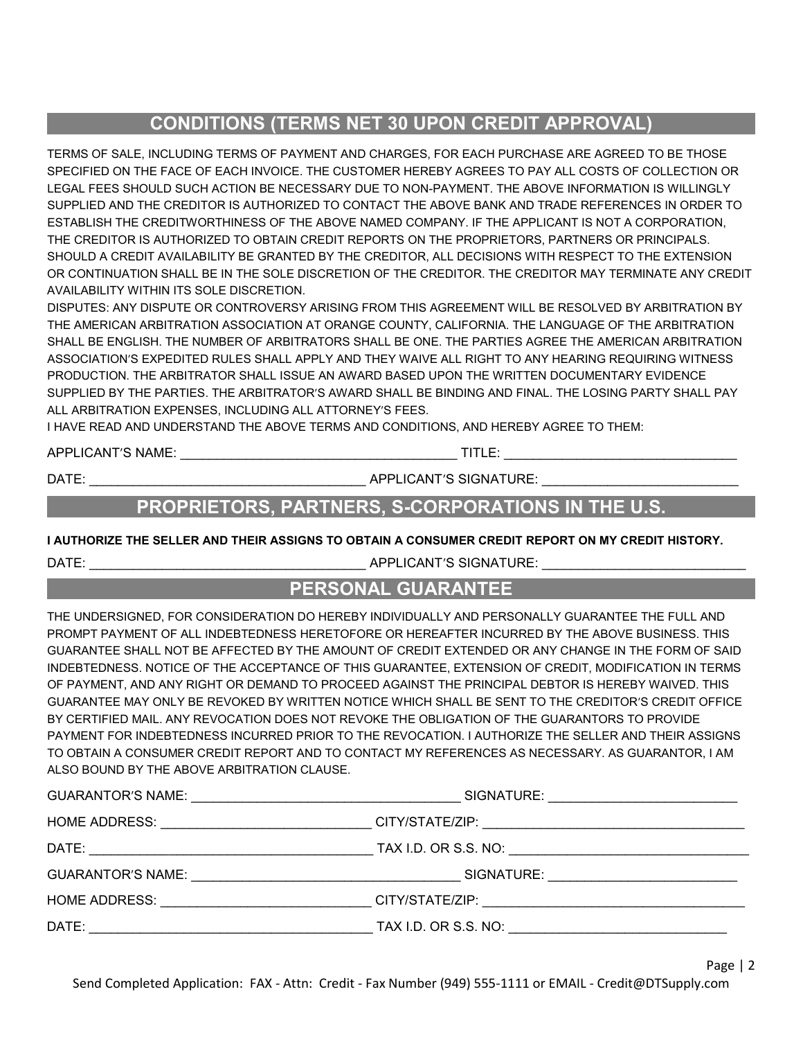## CONDITIONS (TERMS NET 30 UPON CREDIT APPROVAL)

TERMS OF SALE, INCLUDING TERMS OF PAYMENT AND CHARGES, FOR EACH PURCHASE ARE AGREED TO BE THOSE SPECIFIED ON THE FACE OF EACH INVOICE. THE CUSTOMER HEREBY AGREES TO PAY ALL COSTS OF COLLECTION OR LEGAL FEES SHOULD SUCH ACTION BE NECESSARY DUE TO NON-PAYMENT. THE ABOVE INFORMATION IS WILLINGLY SUPPLIED AND THE CREDITOR IS AUTHORIZED TO CONTACT THE ABOVE BANK AND TRADE REFERENCES IN ORDER TO ESTABLISH THE CREDITWORTHINESS OF THE ABOVE NAMED COMPANY. IF THE APPLICANT IS NOT A CORPORATION, THE CREDITOR IS AUTHORIZED TO OBTAIN CREDIT REPORTS ON THE PROPRIETORS, PARTNERS OR PRINCIPALS. SHOULD A CREDIT AVAILABILITY BE GRANTED BY THE CREDITOR, ALL DECISIONS WITH RESPECT TO THE EXTENSION OR CONTINUATION SHALL BE IN THE SOLE DISCRETION OF THE CREDITOR. THE CREDITOR MAY TERMINATE ANY CREDIT AVAILABILITY WITHIN ITS SOLE DISCRETION.

DISPUTES: ANY DISPUTE OR CONTROVERSY ARISING FROM THIS AGREEMENT WILL BE RESOLVED BY ARBITRATION BY THE AMERICAN ARBITRATION ASSOCIATION AT ORANGE COUNTY, CALIFORNIA. THE LANGUAGE OF THE ARBITRATION SHALL BE ENGLISH. THE NUMBER OF ARBITRATORS SHALL BE ONE. THE PARTIES AGREE THE AMERICAN ARBITRATION ASSOCIATION'S EXPEDITED RULES SHALL APPLY AND THEY WAIVE ALL RIGHT TO ANY HEARING REQUIRING WITNESS PRODUCTION. THE ARBITRATOR SHALL ISSUE AN AWARD BASED UPON THE WRITTEN DOCUMENTARY EVIDENCE SUPPLIED BY THE PARTIES. THE ARBITRATOR'S AWARD SHALL BE BINDING AND FINAL. THE LOSING PARTY SHALL PAY ALL ARBITRATION EXPENSES, INCLUDING ALL ATTORNEY'S FEES.

I HAVE READ AND UNDERSTAND THE ABOVE TERMS AND CONDITIONS, AND HEREBY AGREE TO THEM:

APPLICANT'S NAME: ______________________________________ TITLE: ________________________________

DATE: _____________________________________ APPLICANT'S SIGNATURE: __________________________

## PROPRIETORS, PARTNERS, S-CORPORATIONS IN THE U.S.

**I AUTHORIZE THE SELLER AND THEIR ASSIGNS TO OBTAIN A CONSUMER CREDIT REPORT ON MY CREDIT HISTORY.**

DATE: _____________________________________ APPLICANT'S SIGNATURE: ___________________________

## PERSONAL GUARANTEE

THE UNDERSIGNED, FOR CONSIDERATION DO HEREBY INDIVIDUALLY AND PERSONALLY GUARANTEE THE FULL AND PROMPT PAYMENT OF ALL INDEBTEDNESS HERETOFORE OR HEREAFTER INCURRED BY THE ABOVE BUSINESS. THIS GUARANTEE SHALL NOT BE AFFECTED BY THE AMOUNT OF CREDIT EXTENDED OR ANY CHANGE IN THE FORM OF SAID INDEBTEDNESS. NOTICE OF THE ACCEPTANCE OF THIS GUARANTEE, EXTENSION OF CREDIT, MODIFICATION IN TERMS OF PAYMENT, AND ANY RIGHT OR DEMAND TO PROCEED AGAINST THE PRINCIPAL DEBTOR IS HEREBY WAIVED. THIS GUARANTEE MAY ONLY BE REVOKED BY WRITTEN NOTICE WHICH SHALL BE SENT TO THE CREDITOR'S CREDIT OFFICE BY CERTIFIED MAIL. ANY REVOCATION DOES NOT REVOKE THE OBLIGATION OF THE GUARANTORS TO PROVIDE PAYMENT FOR INDEBTEDNESS INCURRED PRIOR TO THE REVOCATION. I AUTHORIZE THE SELLER AND THEIR ASSIGNS TO OBTAIN A CONSUMER CREDIT REPORT AND TO CONTACT MY REFERENCES AS NECESSARY. AS GUARANTOR, I AM ALSO BOUND BY THE ABOVE ARBITRATION CLAUSE.

GUARANTOR'S NAME: ____________________________________ SIGNATURE: _________________________

HOME ADDRESS: ____________________________ CITY/STATE/ZIP: ___________________________________

DATE: ______________________________________ TAX I.D. OR S.S. NO: ________________________________

GUARANTOR'S NAME: ____________________________________ SIGNATURE: _________________________

HOME ADDRESS: ____________________________ CITY/STATE/ZIP: ___________________________________

DATE: ______________________________________ TAX I.D. OR S.S. NO: _____________________________

Send Completed Application: FAX - Attn: Credit - Fax Number (949) 555-1111 or EMAIL - Credit@DTSupply.com